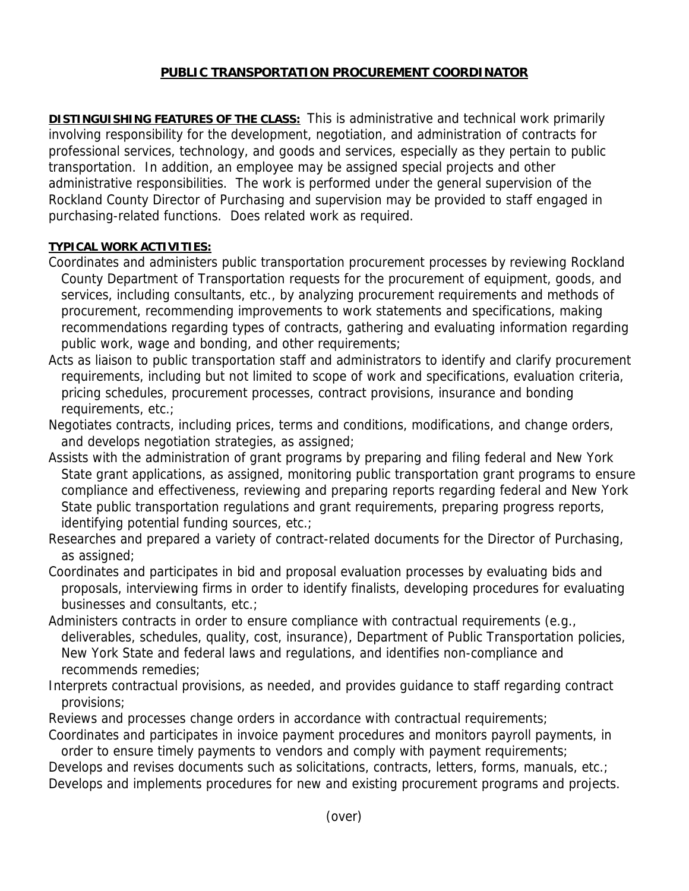# PUBLIC TRANSPORTATION PROCUREMENT COORDINATOR

**DISTINGUISHING FEATURES OF THE CLASS:** This is administrative and technical work primarily involving responsibility for the development, negotiation, and administration of contracts for professional services, technology, and goods and services, especially as they pertain to public transportation. In addition, an employee may be assigned special projects and other administrative responsibilities. The work is performed under the general supervision of the Rockland County Director of Purchasing and supervision may be provided to staff engaged in purchasing-related functions. Does related work as required.

**TYPICAL WORK ACTIVITIES:**

Coordinates and administers public transportation procurement processes by reviewing Rockland County Department of Transportation requests for the procurement of equipment, goods, and services, including consultants, etc., by analyzing procurement requirements and methods of procurement, recommending improvements to work statements and specifications, making recommendations regarding types of contracts, gathering and evaluating information regarding public work, wage and bonding, and other requirements;

Acts as liaison to public transportation staff and administrators to identify and clarify procurement requirements, including but not limited to scope of work and specifications, evaluation criteria, pricing schedules, procurement processes, contract provisions, insurance and bonding requirements, etc.;

Negotiates contracts, including prices, terms and conditions, modifications, and change orders, and develops negotiation strategies, as assigned;

Assists with the administration of grant programs by preparing and filing federal and New York State grant applications, as assigned, monitoring public transportation grant programs to ensure compliance and effectiveness, reviewing and preparing reports regarding federal and New York State public transportation regulations and grant requirements, preparing progress reports, identifying potential funding sources, etc.;

Researches and prepared a variety of contract-related documents for the Director of Purchasing, as assigned;

Coordinates and participates in bid and proposal evaluation processes by evaluating bids and proposals, interviewing firms in order to identify finalists, developing procedures for evaluating businesses and consultants, etc.;

Administers contracts in order to ensure compliance with contractual requirements (e.g., deliverables, schedules, quality, cost, insurance), Department of Public Transportation policies, New York State and federal laws and regulations, and identifies non-compliance and recommends remedies;

Interprets contractual provisions, as needed, and provides guidance to staff regarding contract provisions;

Reviews and processes change orders in accordance with contractual requirements;

Coordinates and participates in invoice payment procedures and monitors payroll payments, in order to ensure timely payments to vendors and comply with payment requirements;

Develops and revises documents such as solicitations, contracts, letters, forms, manuals, etc.;

Develops and implements procedures for new and existing procurement programs and projects.

(over)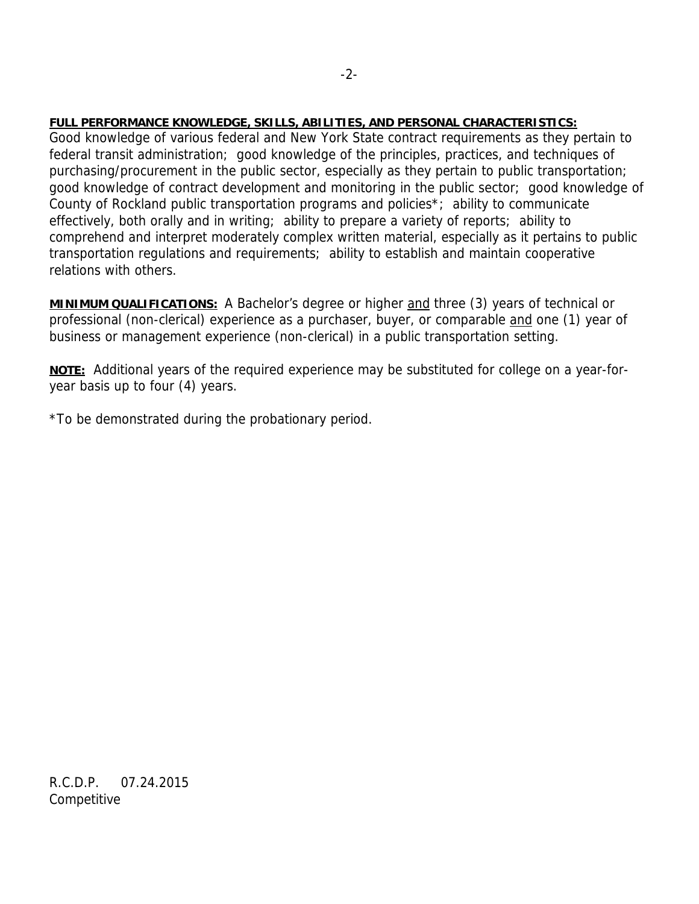**FULL PERFORMANCE KNOWLEDGE, SKILLS, ABILITIES, AND PERSONAL CHARACTERISTICS:**
Good knowledge of various federal and New York State contract requirements as they pertain to federal transit administration; good knowledge of the principles, practices, and techniques of purchasing/procurement in the public sector, especially as they pertain to public transportation; good knowledge of contract development and monitoring in the public sector; good knowledge of County of Rockland public transportation programs and policies*; ability to communicate effectively, both orally and in writing; ability to prepare a variety of reports; ability to comprehend and interpret moderately complex written material, especially as it pertains to public transportation regulations and requirements; ability to establish and maintain cooperative relations with others.

**MINIMUM QUALIFICATIONS:** A Bachelor's degree or higher and three (3) years of technical or professional (non-clerical) experience as a purchaser, buyer, or comparable and one (1) year of business or management experience (non-clerical) in a public transportation setting.

**NOTE:** Additional years of the required experience may be substituted for college on a year-for-year basis up to four (4) years.

*To be demonstrated during the probationary period.

R.C.D.P. 07.24.2015
Competitive